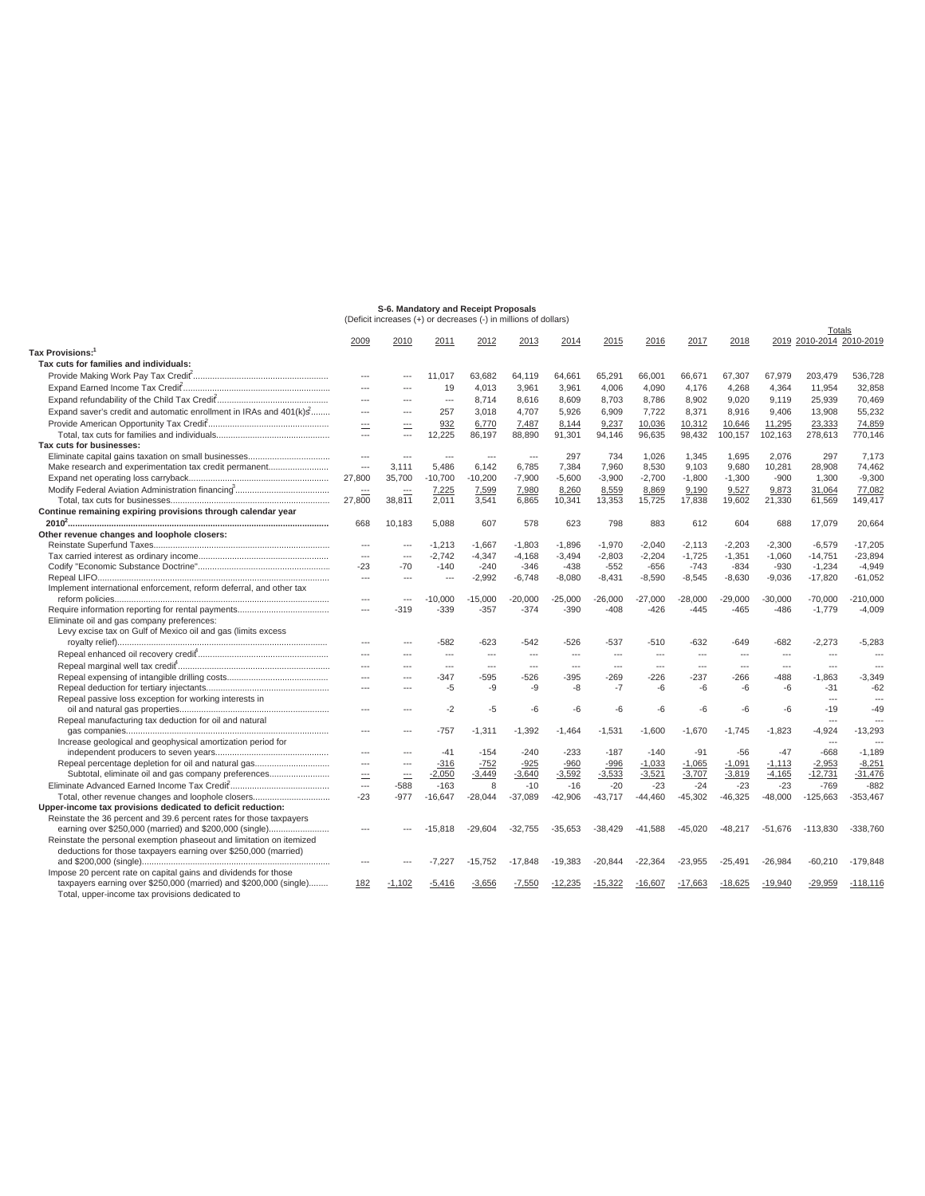**S-6. Mandatory and Receipt Proposals**
(Deficit increases (+) or decreases (-) in millions of dollars)

| | 2009 | 2010 | 2011 | 2012 | 2013 | 2014 | 2015 | 2016 | 2017 | 2018 | 2019 | Totals 2010-2014 | Totals 2010-2019 |
|---|---|---|---|---|---|---|---|---|---|---|---|---|---|
| **Tax Provisions:**[1] | | | | | | | | | | | | | |
| **Tax cuts for families and individuals:** | | | | | | | | | | | | | |
| Provide Making Work Pay Tax Credit[2] | --- | --- | 11,017 | 63,682 | 64,119 | 64,661 | 65,291 | 66,001 | 66,671 | 67,307 | 67,979 | 203,479 | 536,728 |
| Expand Earned Income Tax Credit[2] | --- | --- | 19 | 4,013 | 3,961 | 3,961 | 4,006 | 4,090 | 4,176 | 4,268 | 4,364 | 11,954 | 32,858 |
| Expand refundability of the Child Tax Credit[2] | --- | --- | --- | 8,714 | 8,616 | 8,609 | 8,703 | 8,786 | 8,902 | 9,020 | 9,119 | 25,939 | 70,469 |
| Expand saver's credit and automatic enrollment in IRAs and 401(k)s[2] | --- | --- | 257 | 3,018 | 4,707 | 5,926 | 6,909 | 7,722 | 8,371 | 8,916 | 9,406 | 13,908 | 55,232 |
| Provide American Opportunity Tax Credit[2] | --- | --- | 932 | 6,770 | 7,487 | 8,144 | 9,237 | 10,036 | 10,312 | 10,646 | 11,295 | 23,333 | 74,859 |
| Total, tax cuts for families and individuals | --- | --- | 12,225 | 86,197 | 88,890 | 91,301 | 94,146 | 96,635 | 98,432 | 100,157 | 102,163 | 278,613 | 770,146 |
| **Tax cuts for businesses:** | | | | | | | | | | | | | |
| Eliminate capital gains taxation on small businesses | --- | --- | --- | --- | --- | 297 | 734 | 1,026 | 1,345 | 1,695 | 2,076 | 297 | 7,173 |
| Make research and experimentation tax credit permanent | --- | 3,111 | 5,486 | 6,142 | 6,785 | 7,384 | 7,960 | 8,530 | 9,103 | 9,680 | 10,281 | 28,908 | 74,462 |
| Expand net operating loss carryback | 27,800 | 35,700 | -10,700 | -10,200 | -7,900 | -5,600 | -3,900 | -2,700 | -1,800 | -1,300 | -900 | 1,300 | -9,300 |
| Modify Federal Aviation Administration financing[3] | --- | --- | 7,225 | 7,599 | 7,980 | 8,260 | 8,559 | 8,869 | 9,190 | 9,527 | 9,873 | 31,064 | 77,082 |
| Total, tax cuts for businesses | 27,800 | 38,811 | 2,011 | 3,541 | 6,865 | 10,341 | 13,353 | 15,725 | 17,838 | 19,602 | 21,330 | 61,569 | 149,417 |
| **Continue remaining expiring provisions through calendar year 2010**[2] | 668 | 10,183 | 5,088 | 607 | 578 | 623 | 798 | 883 | 612 | 604 | 688 | 17,079 | 20,664 |
| **Other revenue changes and loophole closers:** | | | | | | | | | | | | | |
| Reinstate Superfund Taxes | --- | --- | -1,213 | -1,667 | -1,803 | -1,896 | -1,970 | -2,040 | -2,113 | -2,203 | -2,300 | -6,579 | -17,205 |
| Tax carried interest as ordinary income | --- | --- | -2,742 | -4,347 | -4,168 | -3,494 | -2,803 | -2,204 | -1,725 | -1,351 | -1,060 | -14,751 | -23,894 |
| Codify "Economic Substance Doctrine" | -23 | -70 | -140 | -240 | -346 | -438 | -552 | -656 | -743 | -834 | -930 | -1,234 | -4,949 |
| Repeal LIFO | --- | --- | --- | -2,992 | -6,748 | -8,080 | -8,431 | -8,590 | -8,545 | -8,630 | -9,036 | -17,820 | -61,052 |
| Implement international enforcement, reform deferral, and other tax reform policies | --- | --- | -10,000 | -15,000 | -20,000 | -25,000 | -26,000 | -27,000 | -28,000 | -29,000 | -30,000 | -70,000 | -210,000 |
| Require information reporting for rental payments | --- | -319 | -339 | -357 | -374 | -390 | -408 | -426 | -445 | -465 | -486 | -1,779 | -4,009 |
| Eliminate oil and gas company preferences: | | | | | | | | | | | | | |
| Levy excise tax on Gulf of Mexico oil and gas (limits excess royalty relief) | --- | --- | -582 | -623 | -542 | -526 | -537 | -510 | -632 | -649 | -682 | -2,273 | -5,283 |
| Repeal enhanced oil recovery credit[4] | --- | --- | --- | --- | --- | --- | --- | --- | --- | --- | --- | --- | --- |
| Repeal marginal well tax credit[4] | --- | --- | --- | --- | --- | --- | --- | --- | --- | --- | --- | --- | --- |
| Repeal expensing of intangible drilling costs | --- | --- | -347 | -595 | -526 | -395 | -269 | -226 | -237 | -266 | -488 | -1,863 | -3,349 |
| Repeal deduction for tertiary injectants | --- | --- | -5 | -9 | -9 | -8 | -7 | -6 | -6 | -6 | -6 | -31 | -62 |
| Repeal passive loss exception for working interests in oil and natural gas properties | --- | --- | -2 | -5 | -6 | -6 | -6 | -6 | -6 | -6 | -6 | -19 | -49 |
| Repeal manufacturing tax deduction for oil and natural gas companies | --- | --- | -757 | -1,311 | -1,392 | -1,464 | -1,531 | -1,600 | -1,670 | -1,745 | -1,823 | -4,924 | -13,293 |
| Increase geological and geophysical amortization period for independent producers to seven years | --- | --- | -41 | -154 | -240 | -233 | -187 | -140 | -91 | -56 | -47 | -668 | -1,189 |
| Repeal percentage depletion for oil and natural gas | --- | --- | -316 | -752 | -925 | -960 | -996 | -1,033 | -1,065 | -1,091 | -1,113 | -2,953 | -8,251 |
| Subtotal, eliminate oil and gas company preferences | --- | --- | -2,050 | -3,449 | -3,640 | -3,592 | -3,533 | -3,521 | -3,707 | -3,819 | -4,165 | -12,731 | -31,476 |
| Eliminate Advanced Earned Income Tax Credit[2] | --- | -588 | -163 | 8 | -10 | -16 | -20 | -23 | -24 | -23 | -23 | -769 | -882 |
| Total, other revenue changes and loophole closers | -23 | -977 | -16,647 | -28,044 | -37,089 | -42,906 | -43,717 | -44,460 | -45,302 | -46,325 | -48,000 | -125,663 | -353,467 |
| **Upper-income tax provisions dedicated to deficit reduction:** | | | | | | | | | | | | | |
| Reinstate the 36 percent and 39.6 percent rates for those taxpayers earning over $250,000 (married) and $200,000 (single) | --- | --- | -15,818 | -29,604 | -32,755 | -35,653 | -38,429 | -41,588 | -45,020 | -48,217 | -51,676 | -113,830 | -338,760 |
| Reinstate the personal exemption phaseout and limitation on itemized deductions for those taxpayers earning over $250,000 (married) and $200,000 (single) | --- | --- | -7,227 | -15,752 | -17,848 | -19,383 | -20,844 | -22,364 | -23,955 | -25,491 | -26,984 | -60,210 | -179,848 |
| Impose 20 percent rate on capital gains and dividends for those taxpayers earning over $250,000 (married) and $200,000 (single) | 182 | -1,102 | -5,416 | -3,656 | -7,550 | -12,235 | -15,322 | -16,607 | -17,663 | -18,625 | -19,940 | -29,959 | -118,116 |
| Total, upper-income tax provisions dedicated to | | | | | | | | | | | | | |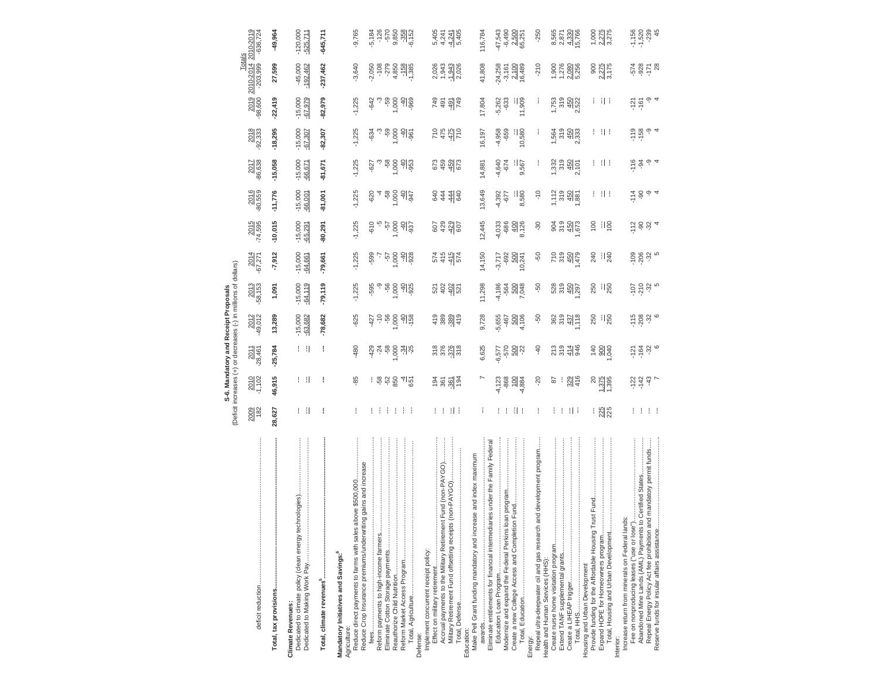**S-6. Mandatory and Receipt Proposals**
(Deficit increases (+) or decreases (-) in millions of dollars)

| | 2009 | 2010 | 2011 | 2012 | 2013 | 2014 | 2015 | 2016 | 2017 | 2018 | 2019 | Totals 2010-2014 | Totals 2010-2019 |
|---|---|---|---|---|---|---|---|---|---|---|---|---|---|
| deficit reduction | 182 | -1,102 | -28,461 | -49,012 | -58,153 | -67,271 | -74,595 | -80,559 | -86,638 | -92,333 | -98,600 | -203,999 | -636,724 |
| **Total, tax provisions** | **28,627** | **46,915** | **-25,784** | **13,289** | **1,091** | **-7,912** | **-10,015** | **-11,776** | **-15,058** | **-18,295** | **-22,419** | **27,599** | **-49,964** |
| **Climate Revenues:** | | | | | | | | | | | | | |
| Dedicated to climate policy (clean energy technologies) | ... | ... | ... | -15,000 | -15,000 | -15,000 | -15,000 | -15,000 | -15,000 | -15,000 | -15,000 | -45,000 | -120,000 |
| Dedicated to Making Work Pay | ... | ... | ... | -63,682 | -64,119 | -64,661 | -65,291 | -66,001 | -66,671 | -67,307 | -67,979 | -192,462 | -525,711 |
| **Total, climate revenues[5]** | **...** | **...** | **...** | **-78,682** | **-79,119** | **-79,661** | **-80,291** | **-81,001** | **-81,671** | **-82,307** | **-82,979** | **-237,462** | **-645,711** |
| **Mandatory Initiatives and Savings:[6]** | | | | | | | | | | | | | |
| Agriculture: | | | | | | | | | | | | | |
| Reduce direct payments to farms with sales above $500,000 | ... | -85 | -480 | -625 | -1,225 | -1,225 | -1,225 | -1,225 | -1,225 | -1,225 | -1,225 | -3,640 | -9,765 |
| Reduce Crop Insurance premiums/underwriting gains and increase fees | ... | ... | -429 | -427 | -595 | -599 | -610 | -620 | -627 | -634 | -642 | -2,050 | -5,184 |
| Reform payments to high-income farmers | ... | -58 | -24 | -10 | -9 | -7 | -5 | -4 | -3 | -3 | -3 | -108 | -126 |
| Eliminate Cotton Storage payments | ... | -52 | -58 | -56 | -56 | -57 | -57 | -58 | -58 | -59 | -59 | -279 | -570 |
| Reauthorize Child Nutrition | ... | 850 | 1,000 | 1,000 | 1,000 | 1,000 | 1,000 | 1,000 | 1,000 | 1,000 | 1,000 | 4,850 | 9,850 |
| Reform Market Access Program | ... | -4 | -34 | -40 | -40 | -40 | -40 | -40 | -40 | -40 | -40 | -158 | -358 |
| Total, Agriculture | ... | 651 | -25 | -158 | -925 | -928 | -937 | -947 | -953 | -961 | -969 | -1,385 | -6,152 |
| Defense: | | | | | | | | | | | | | |
| Implement concurrent receipt policy: | | | | | | | | | | | | | |
| Effect on military retirement | ... | 194 | 318 | 419 | 521 | 574 | 607 | 640 | 673 | 710 | 749 | 2,026 | 5,405 |
| Accrual payments to the Military Retirement Fund (non-PAYGO) | ... | 361 | 376 | 389 | 402 | 415 | 429 | 444 | 459 | 475 | 491 | 1,943 | 4,241 |
| Military Retirement Fund offsetting receipts (non-PAYGO) | ... | -361 | -376 | -389 | -402 | -415 | -429 | -444 | -459 | -475 | -491 | -1,943 | -4,241 |
| Total, Defense | ... | 194 | 318 | 419 | 521 | 574 | 607 | 640 | 673 | 710 | 749 | 2,026 | 5,405 |
| Education: | | | | | | | | | | | | | |
| Make Pell Grant funding mandatory and increase and index maximum awards | ... | 7 | 6,625 | 9,728 | 11,298 | 14,150 | 12,445 | 13,649 | 14,881 | 16,197 | 17,804 | 41,808 | 116,784 |
| Eliminate entitlements for financial intermediaries under the Family Federal Education Loan Program | ... | -4,123 | -6,577 | -5,655 | -4,186 | -3,717 | -4,033 | -4,392 | -4,640 | -4,958 | -5,262 | -24,258 | -47,543 |
| Modernize and expand the Federal Perkins loan program | ... | -868 | -570 | -467 | -564 | -692 | -686 | -677 | -674 | -659 | -633 | -3,161 | -6,490 |
| Create a new College Access and Completion Fund | ... | 100 | 500 | 500 | 500 | 500 | 400 | ... | ... | ... | ... | 2,100 | 2,500 |
| Total, Education | ... | -4,884 | -22 | 4,106 | 7,048 | 10,241 | 8,126 | 8,580 | 9,567 | 10,580 | 11,909 | 16,489 | 65,251 |
| Energy: | | | | | | | | | | | | | |
| Repeal ultra-deepwater oil and gas research and development program | ... | -20 | -40 | -50 | -50 | -50 | -30 | -10 | ... | ... | ... | -210 | -250 |
| Health and Human Services (HHS): | | | | | | | | | | | | | |
| Create nurse home visitation program | ... | 87 | 213 | 362 | 528 | 710 | 904 | 1,112 | 1,332 | 1,564 | 1,753 | 1,900 | 8,565 |
| Extend TANF supplemental grants | ... | ... | 319 | 319 | 319 | 319 | 319 | 319 | 319 | 319 | 319 | 1,276 | 2,871 |
| Create a LIHEAP trigger | ... | 329 | 414 | 437 | 450 | 450 | 450 | 450 | 450 | 450 | 450 | 2,080 | 4,330 |
| Total, HHS | ... | 416 | 946 | 1,118 | 1,297 | 1,479 | 1,673 | 1,881 | 2,101 | 2,333 | 2,522 | 5,256 | 15,766 |
| Housing and Urban Development | | | | | | | | | | | | | |
| Provide funding for the Affordable Housing Trust Fund | ... | 20 | 140 | 250 | 250 | 240 | 100 | ... | ... | ... | ... | 900 | 1,000 |
| Expand HOPE for Homeowners program | 225 | 1,375 | 900 | ... | ... | ... | ... | ... | ... | ... | ... | 2,275 | 2,275 |
| Total, Housing and Urban Development | 225 | 1,395 | 1,040 | 250 | 250 | 240 | 100 | ... | ... | ... | ... | 3,175 | 3,275 |
| Interior: | | | | | | | | | | | | | |
| Increase return from minerals on Federal lands: | | | | | | | | | | | | | |
| Fee on nonproducing leases ("use or lose") | ... | -122 | -121 | -115 | -107 | -109 | -112 | -114 | -116 | -119 | -121 | -574 | -1,156 |
| Abandoned Mine Lands (AML) Payments to Certified States | ... | -142 | -164 | -208 | -210 | -206 | -90 | -90 | -94 | -158 | -161 | -928 | -1,520 |
| Repeal Energy Policy Act fee prohibition and mandatory permit funds | ... | -43 | -32 | -32 | -32 | -32 | -32 | -9 | -9 | -9 | -9 | -171 | -239 |
| Reserve funds for insular affairs assistance | ... | 7 | 6 | 6 | 5 | 5 | 4 | 4 | 4 | 4 | 4 | 28 | 45 |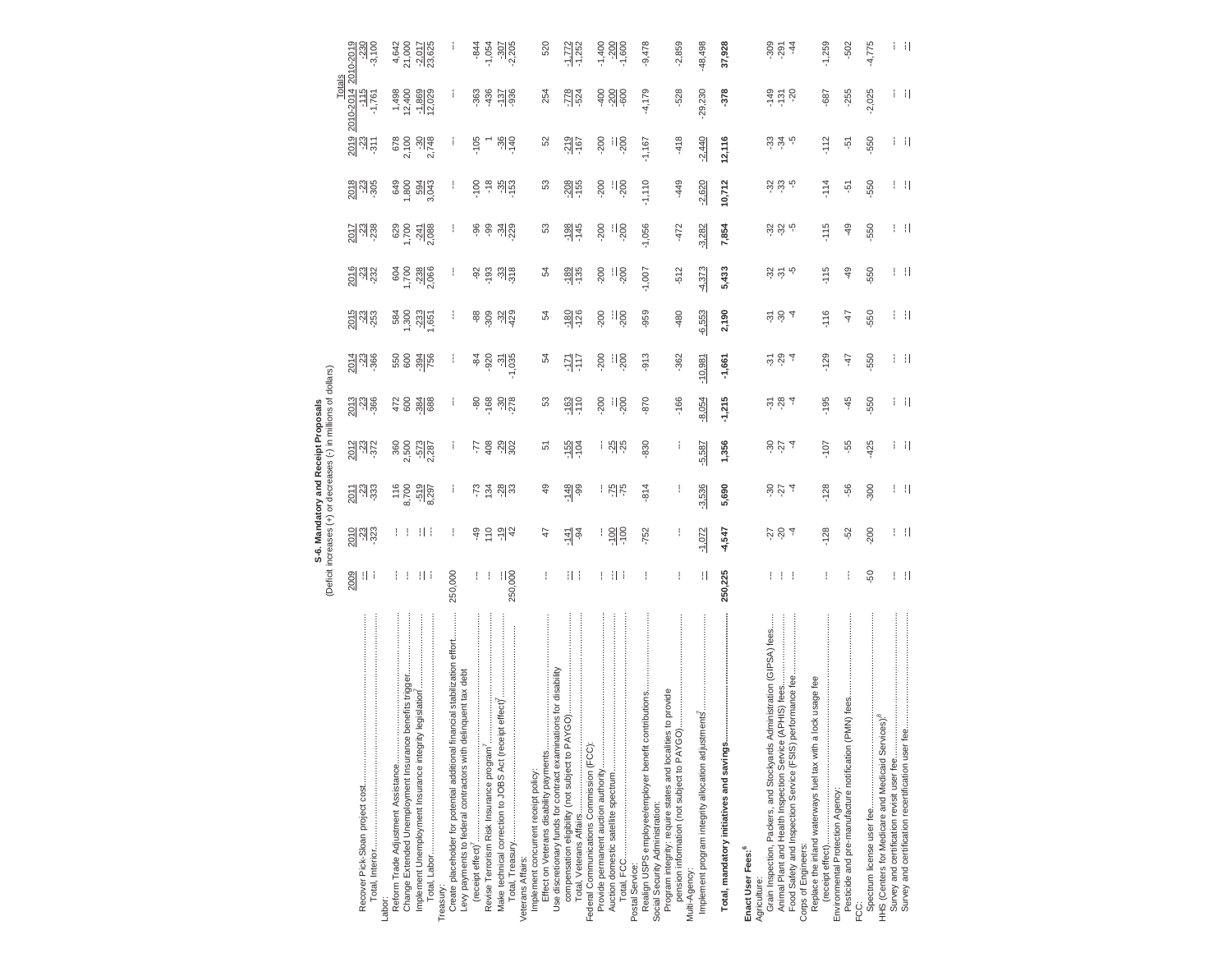**S-6. Mandatory and Receipt Proposals**
(Deficit increases (+) or decreases (-) in millions of dollars)

| | 2009 | 2010 | 2011 | 2012 | 2013 | 2014 | 2015 | 2016 | 2017 | 2018 | 2019 | Totals 2010-2014 | Totals 2010-2019 |
|---|---|---|---|---|---|---|---|---|---|---|---|---|---|
| Recover Pick-Sloan project cost | --- | -23 | -23 | -23 | -23 | -23 | -23 | -23 | -23 | -23 | -23 | -115 | -230 |
| Total, Interior | --- | -323 | -333 | -372 | -366 | -366 | -253 | -232 | -238 | -305 | -311 | -1,761 | -3,100 |
| Labor: | | | | | | | | | | | | | |
| Reform Trade Adjustment Assistance | --- | --- | 116 | 360 | 472 | 550 | 584 | 604 | 629 | 649 | 678 | 1,498 | 4,642 |
| Change Extended Unemployment Insurance benefits trigger | --- | --- | 8,700 | 2,500 | 600 | 600 | 1,300 | 1,700 | 1,700 | 1,800 | 2,100 | 12,400 | 21,000 |
| Implement Unemployment Insurance integrity legislation[7] | --- | --- | -519 | -573 | -384 | -394 | -233 | -238 | -241 | 594 | -30 | -1,869 | -2,017 |
| Total, Labor | --- | --- | 8,297 | 2,287 | 688 | 756 | 1,651 | 2,066 | 2,088 | 3,043 | 2,748 | 12,029 | 23,625 |
| Treasury: | | | | | | | | | | | | | |
| Create placeholder for potential additional financial stabilization effort | 250,000 | --- | --- | --- | --- | --- | --- | --- | --- | --- | --- | --- | --- |
| Levy payments to federal contractors with delinquent tax debt (receipt effect)[7] | --- | -49 | -73 | -77 | -80 | -84 | -88 | -92 | -96 | -100 | -105 | -363 | -844 |
| Revise Terrorism Risk Insurance program[7] | --- | 110 | 134 | 408 | -168 | -920 | -309 | -193 | -99 | -18 | 1 | -436 | -1,054 |
| Make technical correction to JOBS Act (receipt effect)[7] | --- | -19 | -28 | -29 | -30 | -31 | -32 | -33 | -34 | -35 | -36 | -137 | -307 |
| Total, Treasury | 250,000 | 42 | 33 | 302 | -278 | -1,035 | -429 | -318 | -229 | -153 | -140 | -936 | -2,205 |
| Veterans Affairs: | | | | | | | | | | | | | |
| Implement concurrent receipt policy: | | | | | | | | | | | | | |
| Effect on Veterans disability payments | --- | 47 | 49 | 51 | 53 | 54 | 54 | 54 | 53 | 53 | 52 | 254 | 520 |
| Use discretionary funds for contract examinations for disability compensation eligibility (not subject to PAYGO) | --- | -141 | -148 | -155 | -163 | -171 | -180 | -189 | -198 | -208 | -219 | -778 | -1,772 |
| Total, Veterans Affairs | --- | -94 | -99 | -104 | -110 | -117 | -126 | -135 | -145 | -155 | -167 | -524 | -1,252 |
| Federal Communications Commission (FCC): | | | | | | | | | | | | | |
| Provide permanent auction authority | --- | --- | --- | --- | -200 | -200 | -200 | -200 | -200 | -200 | -200 | -400 | -1,400 |
| Auction domestic satellite spectrum | --- | -100 | -75 | -25 | --- | --- | --- | --- | --- | --- | --- | -200 | -200 |
| Total, FCC | --- | -100 | -75 | -25 | -200 | -200 | -200 | -200 | -200 | -200 | -200 | -600 | -1,600 |
| Postal Service: | | | | | | | | | | | | | |
| Realign USPS employee/employer benefit contributions | --- | -752 | -814 | -830 | -870 | -913 | -959 | -1,007 | -1,056 | -1,110 | -1,167 | -4,179 | -9,478 |
| Social Security Administration: | | | | | | | | | | | | | |
| Program integrity: require states and localities to provide pension information (not subject to PAYGO) | --- | --- | --- | --- | -166 | -362 | -480 | -512 | -472 | -449 | -418 | -528 | -2,859 |
| Multi-Agency: | | | | | | | | | | | | | |
| Implement program integrity allocation adjustments[7] | --- | -1,072 | -3,536 | -5,587 | -8,054 | -10,981 | -6,553 | -4,373 | -3,282 | -2,620 | -2,440 | -29,230 | -48,498 |
| **Total, mandatory initiatives and savings** | **250,225** | **-4,547** | **5,690** | **1,356** | **-1,215** | **-1,661** | **2,190** | **5,433** | **7,854** | **10,712** | **12,116** | **-378** | **37,928** |
| **Enact User Fees:**[6] | | | | | | | | | | | | | |
| Agriculture: | | | | | | | | | | | | | |
| Grain Inspection, Packers, and Stockyards Administration (GIPSA) fees | --- | -27 | -30 | -30 | -31 | -31 | -31 | -32 | -32 | -32 | -33 | -149 | -309 |
| Animal Plant and Health Inspection Service (APHIS) fees | --- | -20 | -27 | -27 | -28 | -29 | -30 | -31 | -32 | -33 | -34 | -131 | -291 |
| Food Safety and Inspection Service (FSIS) performance fee | --- | -4 | -4 | -4 | -4 | -4 | -4 | -5 | -5 | -5 | -5 | -20 | -44 |
| Corps of Engineers: | | | | | | | | | | | | | |
| Replace the inland waterways fuel tax with a lock usage fee (receipt effect) | --- | -128 | -128 | -107 | -195 | -129 | -116 | -115 | -115 | -114 | -112 | -687 | -1,259 |
| Environmental Protection Agency: | | | | | | | | | | | | | |
| Pesticide and pre-manufacture notification (PMN) fees | --- | -52 | -56 | -55 | -45 | -47 | -47 | -49 | -49 | -51 | -51 | -255 | -502 |
| FCC: | | | | | | | | | | | | | |
| Spectrum license user fee | -50 | -200 | -300 | -425 | -550 | -550 | -550 | -550 | -550 | -550 | -550 | -2,025 | -4,775 |
| HHS (Centers for Medicare and Medicaid Services):[8] | | | | | | | | | | | | | |
| Survey and certification revisit user fee | --- | --- | --- | --- | --- | --- | --- | --- | --- | --- | --- | --- | --- |
| Survey and certification recertification user fee | --- | --- | --- | --- | --- | --- | --- | --- | --- | --- | --- | --- | --- |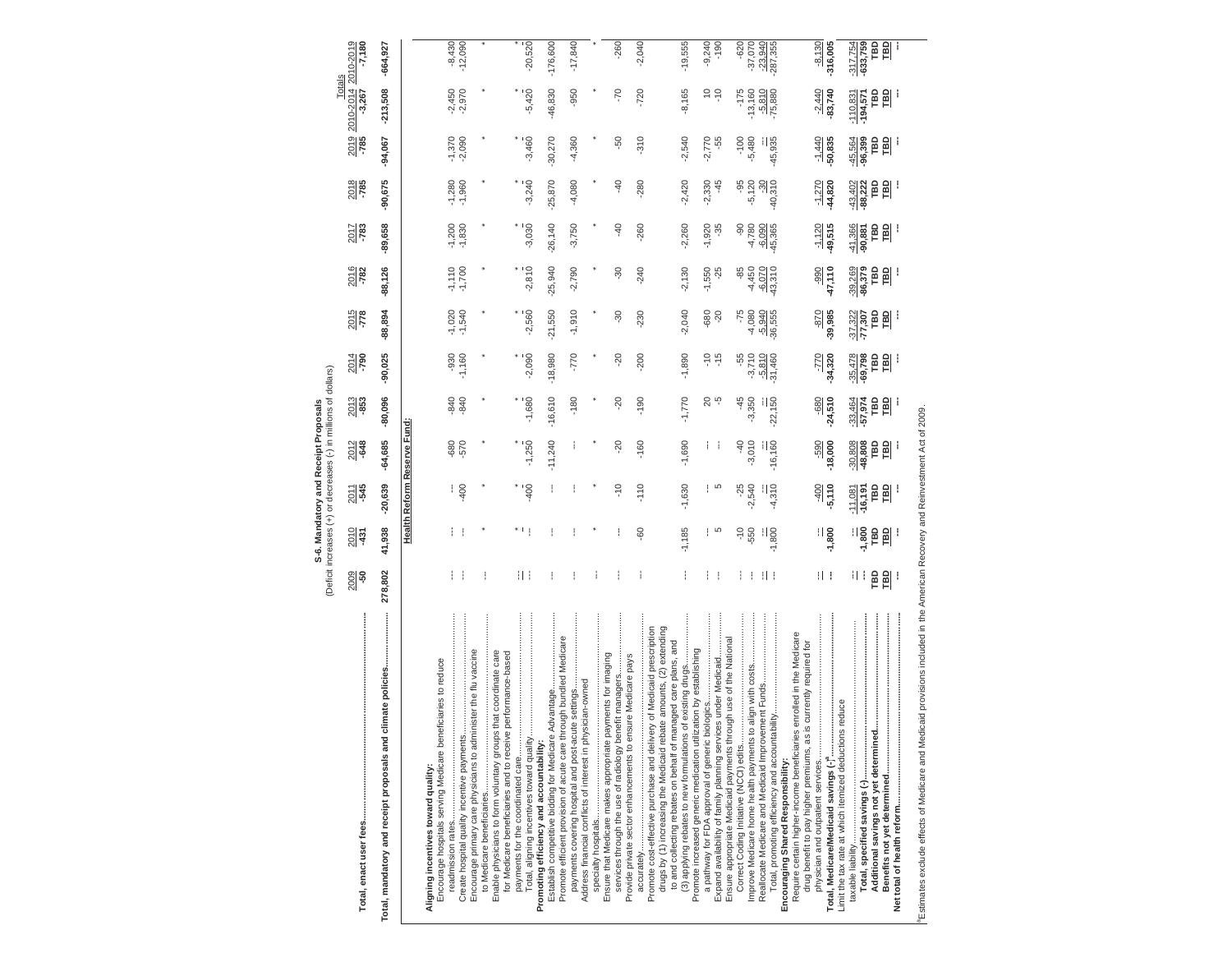## S-6. Mandatory and Receipt Proposals

(Deficit increases (+) or decreases (-) in millions of dollars)

| | 2009 | 2010 | 2011 | 2012 | 2013 | 2014 | 2015 | 2016 | 2017 | 2018 | 2019 | Totals 2010-2014 | Totals 2010-2019 |
|---|---|---|---|---|---|---|---|---|---|---|---|---|---|
| **Total, enact user fees** | -50 | -431 | -545 | -648 | -853 | -790 | -778 | -782 | -783 | -785 | -785 | -3,267 | -7,180 |
| **Total, mandatory and receipt proposals and climate policies** | 278,802 | 41,938 | -20,639 | -64,685 | -80,096 | -90,025 | -88,894 | -88,126 | -89,658 | -90,675 | -94,067 | -213,508 | -664,927 |
| **Health Reform Reserve Fund:** | | | | | | | | | | | | | |
| **Aligning incentives toward quality:** | | | | | | | | | | | | | |
| Encourage hospitals serving Medicare beneficiaries to reduce readmission rates | --- | --- | --- | -680 | -840 | -930 | -1,020 | -1,110 | -1,200 | -1,280 | -1,370 | -2,450 | -8,430 |
| Create hospital quality incentive payments | --- | --- | -400 | -570 | -840 | -1,160 | -1,540 | -1,700 | -1,830 | -1,960 | -2,090 | -2,970 | -12,090 |
| Encourage primary care physicians to administer the flu vaccine to Medicare beneficiaries | --- | * | * | * | * | * | * | * | * | * | * | * | * |
| Enable physicians to form voluntary groups that coordinate care for Medicare beneficiaries and to receive performance-based payments for the coordinated care | --- | * | * | * | * | * | * | * | * | * | * | * | * |
| Total, aligning incentives toward quality | --- | --- | -400 | -1,250 | -1,680 | -2,090 | -2,560 | -2,810 | -3,030 | -3,240 | -3,460 | -5,420 | -20,520 |
| **Promoting efficiency and accountability:** | | | | | | | | | | | | | |
| Establish competitive bidding for Medicare Advantage | --- | --- | --- | -11,240 | -16,610 | -18,980 | -21,550 | -25,940 | -26,140 | -25,870 | -30,270 | -46,830 | -176,600 |
| Promote efficient provision of acute care through bundled Medicare payments covering hospital and post-acute settings | --- | --- | --- | --- | -180 | -770 | -1,910 | -2,790 | -3,750 | -4,080 | -4,360 | -950 | -17,840 |
| Address financial conflicts of interest in physician-owned specialty hospitals | --- | * | * | * | * | * | * | * | * | * | * | * | * |
| Ensure that Medicare makes appropriate payments for imaging services through the use of radiology benefit managers | --- | --- | -10 | -20 | -20 | -20 | -30 | -30 | -40 | -40 | -50 | -70 | -260 |
| Provide private sector enhancements to ensure Medicare pays accurately | --- | -60 | -110 | -160 | -190 | -200 | -230 | -240 | -260 | -280 | -310 | -720 | -2,040 |
| Promote cost-effective purchase and delivery of Medicaid prescription drugs by (1) increasing the Medicaid rebate amounts, (2) extending to and collecting rebates on behalf of managed care plans, and (3) applying rebates to new formulations of existing drugs | --- | -1,185 | -1,630 | -1,690 | -1,770 | -1,890 | -2,040 | -2,130 | -2,260 | -2,420 | -2,540 | -8,165 | -19,555 |
| Promote increased generic medication utilization by establishing a pathway for FDA approval of generic biologics | --- | --- | --- | --- | 20 | -10 | -680 | -1,550 | -1,920 | -2,330 | -2,770 | 10 | -9,240 |
| Expand availability of family planning services under Medicaid | --- | 5 | 5 | --- | -5 | -15 | -20 | -25 | -35 | -45 | -55 | -10 | -190 |
| Ensure appropriate Medicaid payments through use of the National Correct Coding Initiative (NCCI) edits | --- | -10 | -25 | -40 | -45 | -55 | -75 | -85 | -90 | -95 | -100 | -175 | -620 |
| Improve Medicare home health payments to align with costs | --- | -550 | -2,540 | -3,010 | -3,350 | -3,710 | -4,080 | -4,450 | -4,780 | -5,120 | -5,480 | -13,160 | -37,070 |
| Reallocate Medicare and Medicaid Improvement Funds | --- | --- | --- | --- | --- | -5,810 | -5,940 | -6,070 | -6,090 | -30 | --- | -5,810 | -23,940 |
| Total, promoting efficiency and accountability | --- | -1,800 | -4,310 | -16,160 | -22,150 | -31,460 | -36,555 | -43,310 | -45,365 | -40,310 | -45,935 | -75,880 | -287,355 |
| **Encouraging Shared Responsibility:** | | | | | | | | | | | | | |
| Require certain higher-income beneficiaries enrolled in the Medicare drug benefit to pay higher premiums, as is currently required for physician and outpatient services | --- | --- | -400 | -590 | -680 | -770 | -870 | -990 | -1,120 | -1,270 | -1,440 | -2,440 | -8,130 |
| **Total, Medicare/Medicaid savings (-)**[a] | --- | -1,800 | -5,110 | -18,000 | -24,510 | -34,320 | -39,985 | -47,110 | -49,515 | -44,820 | -50,835 | -83,740 | -316,005 |
| Limit the tax rate at which itemized deductions reduce taxable liability | --- | --- | -11,081 | -30,808 | -33,464 | -35,478 | -37,322 | -39,269 | -41,366 | -43,402 | -45,564 | -110,831 | -317,754 |
| **Total, specified savings (-)** | --- | -1,800 | -16,191 | -48,808 | -57,974 | -69,798 | -77,307 | -86,379 | -90,881 | -88,222 | -96,399 | -194,571 | -633,759 |
| **Additional savings not yet determined** | TBD | TBD | TBD | TBD | TBD | TBD | TBD | TBD | TBD | TBD | TBD | TBD | TBD |
| **Benefits not yet determined** | TBD | TBD | TBD | TBD | TBD | TBD | TBD | TBD | TBD | TBD | TBD | TBD | TBD |
| **Net total of health reform** | --- | --- | --- | --- | --- | --- | --- | --- | --- | --- | --- | --- | --- |

[a]Estimates exclude effects of Medicare and Medicaid provisions included in the American Recovery and Reinvestment Act of 2009.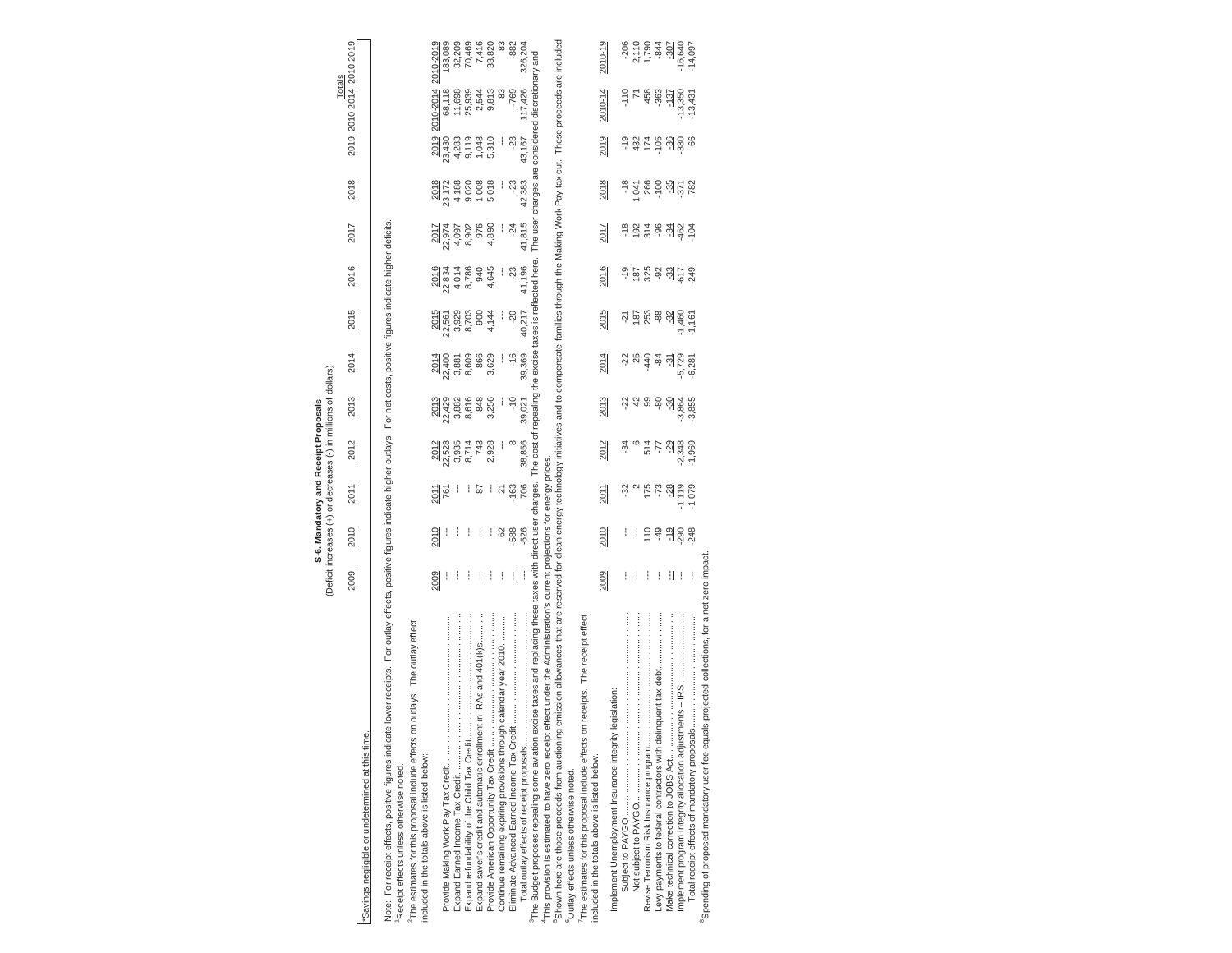**S-6. Mandatory and Receipt Proposals**
(Deficit increases (+) or decreases (-) in millions of dollars)

| | 2009 | 2010 | 2011 | 2012 | 2013 | 2014 | 2015 | 2016 | 2017 | 2018 | 2019 | Totals 2010-2014 | Totals 2010-2019 |
|---|---|---|---|---|---|---|---|---|---|---|---|---|---|

*Savings negligible or undetermined at this time.

Note: For receipt effects, positive figures indicate lower receipts. For outlay effects, positive figures indicate higher outlays. For net costs, positive figures indicate higher deficits.

[1]Receipt effects unless otherwise noted.

[2]The estimates for this proposal include effects on outlays. The outlay effect included in the totals above is listed below:

| | 2009 | 2010 | 2011 | 2012 | 2013 | 2014 | 2015 | 2016 | 2017 | 2018 | 2019 | 2010-2014 | 2010-2019 |
|---|---|---|---|---|---|---|---|---|---|---|---|---|---|
| Provide Making Work Pay Tax Credit | --- | --- | 761 | 22,528 | 22,429 | 22,400 | 22,561 | 22,834 | 22,974 | 23,172 | 23,430 | 68,118 | 183,089 |
| Expand Earned Income Tax Credit | --- | --- | --- | 3,935 | 3,882 | 3,881 | 3,929 | 4,014 | 4,097 | 4,188 | 4,283 | 11,698 | 32,209 |
| Expand refundability of the Child Tax Credit | --- | --- | --- | 8,714 | 8,616 | 8,609 | 8,703 | 8,786 | 8,902 | 9,020 | 9,119 | 25,939 | 70,469 |
| Expand saver's credit and automatic enrollment in IRAs and 401(k)s | --- | --- | 87 | 743 | 848 | 866 | 900 | 940 | 976 | 1,008 | 1,048 | 2,544 | 7,416 |
| Provide American Opportunity Tax Credit | --- | --- | --- | 2,928 | 3,256 | 3,629 | 4,144 | 4,645 | 4,890 | 5,018 | 5,310 | 9,813 | 33,820 |
| Continue remaining expiring provisions through calendar year 2010 | --- | 62 | 21 | --- | --- | --- | --- | --- | --- | --- | --- | 83 | 83 |
| Eliminate Advanced Earned Income Tax Credit | --- | -588 | -163 | -8 | -10 | -16 | -20 | -23 | -24 | -23 | -23 | -769 | -882 |
| Total outlay effects of receipt proposals | --- | -526 | 706 | 38,856 | 39,021 | 39,369 | 40,217 | 41,196 | 41,815 | 42,383 | 43,167 | 117,426 | 326,204 |

[3]The Budget proposes repealing some aviation excise taxes and replacing these taxes with direct user charges. The cost of repealing the excise taxes is reflected here. The user charges are considered discretionary and

[4]This provision is estimated to have zero receipt effect under the Administration's current projections for energy prices.

[5]Shown here are those proceeds from auctioning emission allowances that are reserved for clean energy technology initiatives and to compensate families through the Making Work Pay tax cut. These proceeds are included

[6]Outlay effects unless otherwise noted.

[7]The estimates for this proposal include effects on receipts. The receipt effect included in the totals above is listed below.

| | 2009 | 2010 | 2011 | 2012 | 2013 | 2014 | 2015 | 2016 | 2017 | 2018 | 2019 | 2010-14 | 2010-19 |
|---|---|---|---|---|---|---|---|---|---|---|---|---|---|
| Implement Unemployment Insurance integrity legislation: | | | | | | | | | | | | | |
| Subject to PAYGO | --- | --- | -32 | -34 | -22 | -22 | -21 | -19 | -18 | -18 | -19 | -110 | -206 |
| Not subject to PAYGO | --- | --- | -2 | 6 | 42 | 25 | 187 | 187 | 192 | 1,041 | 432 | 71 | 2,110 |
| Revise Terrorism Risk Insurance program | --- | 110 | 175 | 514 | 99 | -440 | 253 | 325 | 314 | 266 | 174 | 458 | 1,790 |
| Levy payments to federal contractors with delinquent tax debt | --- | -49 | -73 | -77 | -80 | -84 | -88 | -92 | -96 | -100 | -105 | -363 | -844 |
| Make technical correction to JOBS Act | --- | -19 | -28 | -29 | -30 | -31 | -32 | -33 | -34 | -35 | -36 | -137 | -307 |
| Implement program integrity allocation adjustments – IRS | --- | -290 | -1,119 | -2,348 | -3,864 | -5,729 | -1,460 | -617 | -462 | -371 | -380 | -13,350 | -16,640 |
| Total receipt effects of mandatory proposals | --- | -248 | -1,079 | -1,969 | -3,855 | -6,281 | -1,161 | -249 | -104 | 782 | 66 | -13,431 | -14,097 |

[8]Spending of proposed mandatory user fee equals projected collections, for a net zero impact.